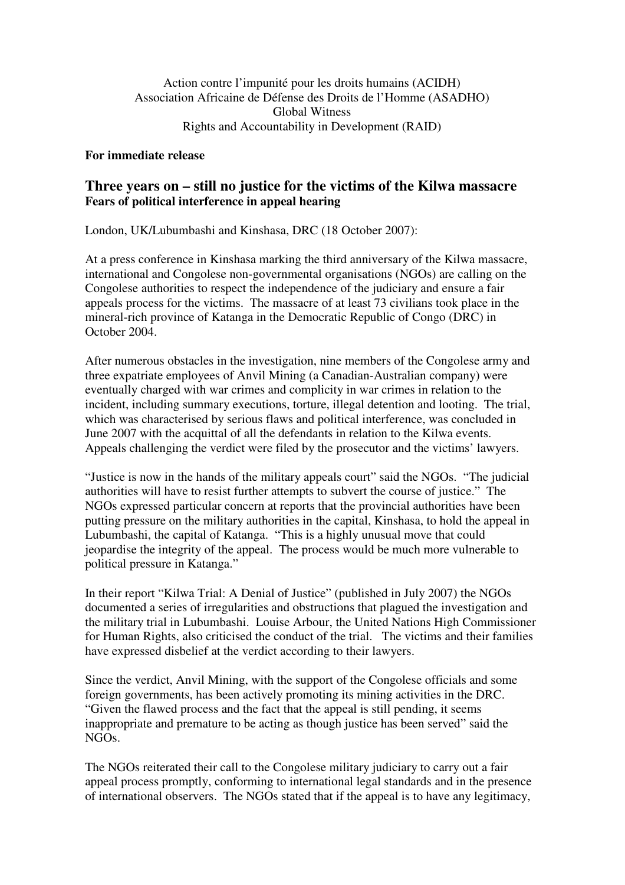Action contre l'impunité pour les droits humains (ACIDH)
Association Africaine de Défense des Droits de l'Homme (ASADHO)
Global Witness
Rights and Accountability in Development (RAID)

**For immediate release**

## Three years on – still no justice for the victims of the Kilwa massacre

**Fears of political interference in appeal hearing**

London, UK/Lubumbashi and Kinshasa, DRC (18 October 2007):

At a press conference in Kinshasa marking the third anniversary of the Kilwa massacre, international and Congolese non-governmental organisations (NGOs) are calling on the Congolese authorities to respect the independence of the judiciary and ensure a fair appeals process for the victims. The massacre of at least 73 civilians took place in the mineral-rich province of Katanga in the Democratic Republic of Congo (DRC) in October 2004.

After numerous obstacles in the investigation, nine members of the Congolese army and three expatriate employees of Anvil Mining (a Canadian-Australian company) were eventually charged with war crimes and complicity in war crimes in relation to the incident, including summary executions, torture, illegal detention and looting. The trial, which was characterised by serious flaws and political interference, was concluded in June 2007 with the acquittal of all the defendants in relation to the Kilwa events. Appeals challenging the verdict were filed by the prosecutor and the victims' lawyers.

"Justice is now in the hands of the military appeals court" said the NGOs. "The judicial authorities will have to resist further attempts to subvert the course of justice." The NGOs expressed particular concern at reports that the provincial authorities have been putting pressure on the military authorities in the capital, Kinshasa, to hold the appeal in Lubumbashi, the capital of Katanga. "This is a highly unusual move that could jeopardise the integrity of the appeal. The process would be much more vulnerable to political pressure in Katanga."

In their report "Kilwa Trial: A Denial of Justice" (published in July 2007) the NGOs documented a series of irregularities and obstructions that plagued the investigation and the military trial in Lubumbashi. Louise Arbour, the United Nations High Commissioner for Human Rights, also criticised the conduct of the trial. The victims and their families have expressed disbelief at the verdict according to their lawyers.

Since the verdict, Anvil Mining, with the support of the Congolese officials and some foreign governments, has been actively promoting its mining activities in the DRC. "Given the flawed process and the fact that the appeal is still pending, it seems inappropriate and premature to be acting as though justice has been served" said the NGOs.

The NGOs reiterated their call to the Congolese military judiciary to carry out a fair appeal process promptly, conforming to international legal standards and in the presence of international observers. The NGOs stated that if the appeal is to have any legitimacy,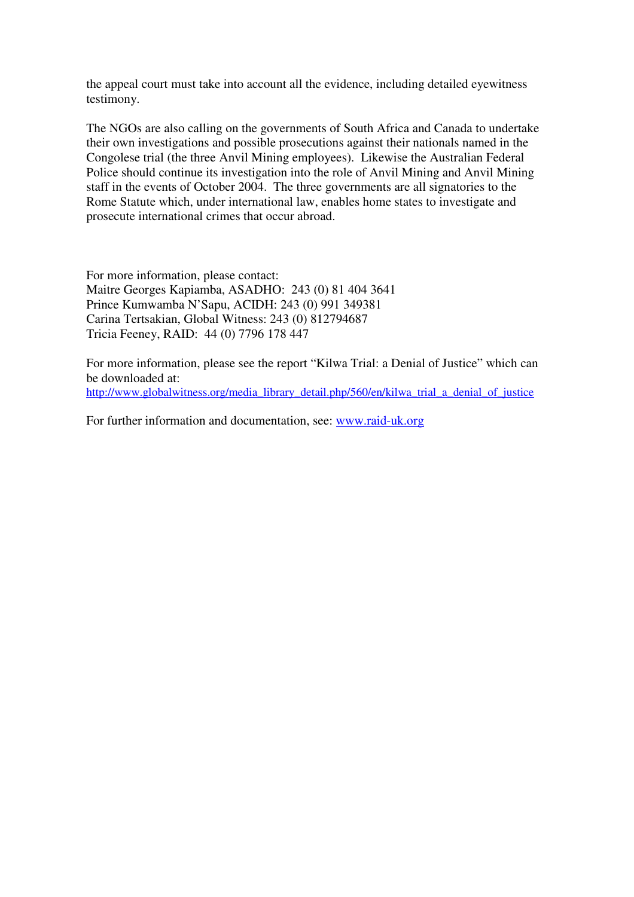the appeal court must take into account all the evidence, including detailed eyewitness testimony.

The NGOs are also calling on the governments of South Africa and Canada to undertake their own investigations and possible prosecutions against their nationals named in the Congolese trial (the three Anvil Mining employees). Likewise the Australian Federal Police should continue its investigation into the role of Anvil Mining and Anvil Mining staff in the events of October 2004. The three governments are all signatories to the Rome Statute which, under international law, enables home states to investigate and prosecute international crimes that occur abroad.

For more information, please contact:
Maitre Georges Kapiamba, ASADHO: 243 (0) 81 404 3641
Prince Kumwamba N'Sapu, ACIDH: 243 (0) 991 349381
Carina Tertsakian, Global Witness: 243 (0) 812794687
Tricia Feeney, RAID: 44 (0) 7796 178 447

For more information, please see the report "Kilwa Trial: a Denial of Justice" which can be downloaded at:
http://www.globalwitness.org/media_library_detail.php/560/en/kilwa_trial_a_denial_of_justice

For further information and documentation, see: www.raid-uk.org